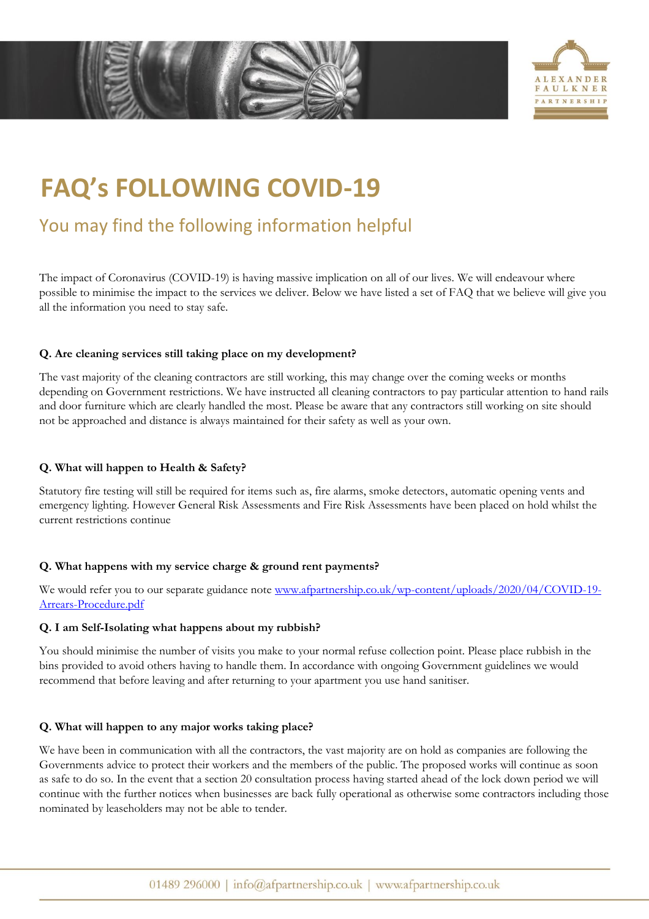# FAQ's FOLLOWING COVID-19

## You may find the following information helpful

The impact of Coronavirus (COVID-19) is having massive implication on all of our lives. We will endeavour where possible to minimise the impact to the services we deliver. Below we have listed a set of FAQ that we believe will give you all the information you need to stay safe.

**Q. Are cleaning services still taking place on my development?**

The vast majority of the cleaning contractors are still working, this may change over the coming weeks or months depending on Government restrictions. We have instructed all cleaning contractors to pay particular attention to hand rails and door furniture which are clearly handled the most. Please be aware that any contractors still working on site should not be approached and distance is always maintained for their safety as well as your own.

**Q. What will happen to Health & Safety?**

Statutory fire testing will still be required for items such as, fire alarms, smoke detectors, automatic opening vents and emergency lighting. However General Risk Assessments and Fire Risk Assessments have been placed on hold whilst the current restrictions continue

**Q. What happens with my service charge & ground rent payments?**

We would refer you to our separate guidance note [www.afpartnership.co.uk/wp-content/uploads/2020/04/COVID-19-Arrears-Procedure.pdf](www.afpartnership.co.uk/wp-content/uploads/2020/04/COVID-19-Arrears-Procedure.pdf)

**Q. I am Self-Isolating what happens about my rubbish?**

You should minimise the number of visits you make to your normal refuse collection point. Please place rubbish in the bins provided to avoid others having to handle them. In accordance with ongoing Government guidelines we would recommend that before leaving and after returning to your apartment you use hand sanitiser.

**Q. What will happen to any major works taking place?**

We have been in communication with all the contractors, the vast majority are on hold as companies are following the Governments advice to protect their workers and the members of the public. The proposed works will continue as soon as safe to do so. In the event that a section 20 consultation process having started ahead of the lock down period we will continue with the further notices when businesses are back fully operational as otherwise some contractors including those nominated by leaseholders may not be able to tender.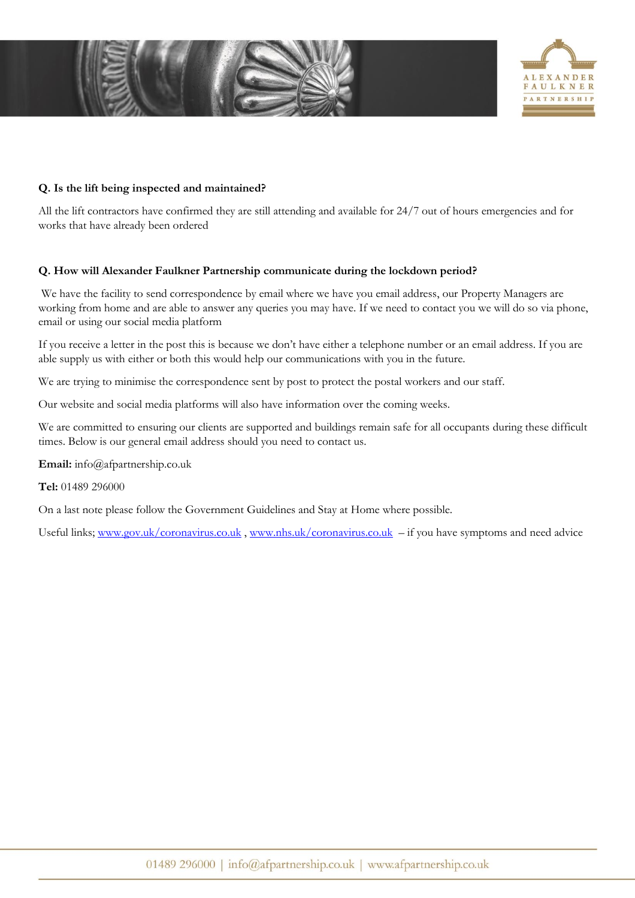**Q. Is the lift being inspected and maintained?**

All the lift contractors have confirmed they are still attending and available for 24/7 out of hours emergencies and for works that have already been ordered

**Q. How will Alexander Faulkner Partnership communicate during the lockdown period?**

We have the facility to send correspondence by email where we have you email address, our Property Managers are working from home and are able to answer any queries you may have. If we need to contact you we will do so via phone, email or using our social media platform

If you receive a letter in the post this is because we don't have either a telephone number or an email address. If you are able supply us with either or both this would help our communications with you in the future.

We are trying to minimise the correspondence sent by post to protect the postal workers and our staff.

Our website and social media platforms will also have information over the coming weeks.

We are committed to ensuring our clients are supported and buildings remain safe for all occupants during these difficult times. Below is our general email address should you need to contact us.

**Email:** info@afpartnership.co.uk

**Tel:** 01489 296000

On a last note please follow the Government Guidelines and Stay at Home where possible.

Useful links; www.gov.uk/coronavirus.co.uk , www.nhs.uk/coronavirus.co.uk – if you have symptoms and need advice